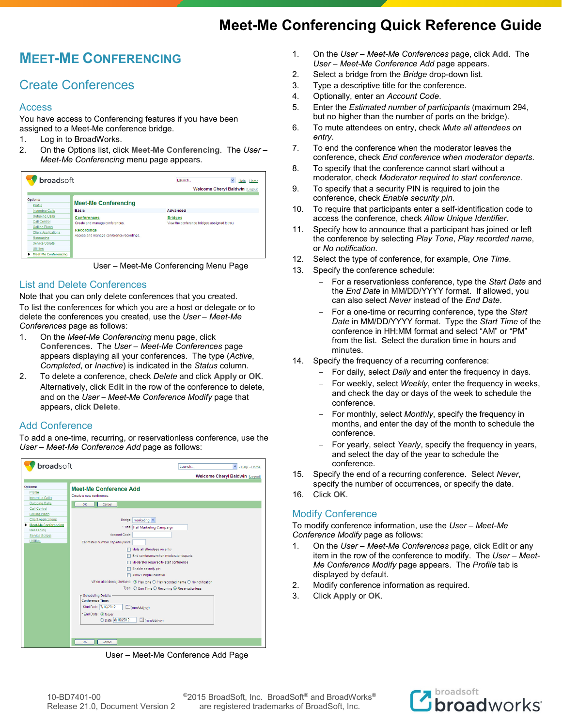# Meet-Me Conferencing Quick Reference Guide

## MEET-ME CONFERENCING

## Create Conferences

### Access

You have access to Conferencing features if you have been assigned to a Meet-Me conference bridge.

1. Log in to BroadWorks.
2. On the Options list, click **Meet-Me Conferencing**. The *User – Meet-Me Conferencing* menu page appears.

User – Meet-Me Conferencing Menu Page

### List and Delete Conferences

Note that you can only delete conferences that you created.

To list the conferences for which you are a host or delegate or to delete the conferences you created, use the *User – Meet-Me Conferences* page as follows:

1. On the *Meet-Me Conferencing* menu page, click **Conferences**. The *User – Meet-Me Conferences* page appears displaying all your conferences. The type (*Active*, *Completed*, or *Inactive*) is indicated in the *Status* column.
2. To delete a conference, check *Delete* and click **Apply** or **OK**. Alternatively, click **Edit** in the row of the conference to delete, and on the *User – Meet-Me Conference Modify* page that appears, click **Delete**.

### Add Conference

To add a one-time, recurring, or reservationless conference, use the *User – Meet-Me Conference Add* page as follows:

User – Meet-Me Conference Add Page

1. On the *User – Meet-Me Conferences* page, click **Add**. The *User – Meet-Me Conference Add* page appears.
2. Select a bridge from the *Bridge* drop-down list.
3. Type a descriptive title for the conference.
4. Optionally, enter an *Account Code*.
5. Enter the *Estimated number of participants* (maximum 294, but no higher than the number of ports on the bridge).
6. To mute attendees on entry, check *Mute all attendees on entry*.
7. To end the conference when the moderator leaves the conference, check *End conference when moderator departs*.
8. To specify that the conference cannot start without a moderator, check *Moderator required to start conference*.
9. To specify that a security PIN is required to join the conference, check *Enable security pin*.
10. To require that participants enter a self-identification code to access the conference, check *Allow Unique Identifier*.
11. Specify how to announce that a participant has joined or left the conference by selecting *Play Tone*, *Play recorded name*, or *No notification*.
12. Select the type of conference, for example, *One Time*.
13. Specify the conference schedule:
    - For a reservationless conference, type the *Start Date* and the *End Date* in MM/DD/YYYY format. If allowed, you can also select *Never* instead of the *End Date*.
    - For a one-time or recurring conference, type the *Start Date* in MM/DD/YYYY format. Type the *Start Time* of the conference in HH:MM format and select "AM" or "PM" from the list. Select the duration time in hours and minutes.
14. Specify the frequency of a recurring conference:
    - For daily, select *Daily* and enter the frequency in days.
    - For weekly, select *Weekly*, enter the frequency in weeks, and check the day or days of the week to schedule the conference.
    - For monthly, select *Monthly*, specify the frequency in months, and enter the day of the month to schedule the conference.
    - For yearly, select *Yearly*, specify the frequency in years, and select the day of the year to schedule the conference.
15. Specify the end of a recurring conference. Select *Never*, specify the number of occurrences, or specify the date.
16. Click **OK**.

### Modify Conference

To modify conference information, use the *User – Meet-Me Conference Modify* page as follows:

1. On the *User – Meet-Me Conferences* page, click **Edit** or any item in the row of the conference to modify. The *User – Meet-Me Conference Modify* page appears. The *Profile* tab is displayed by default.
2. Modify conference information as required.
3. Click **Apply** or **OK**.

10-BD7401-00
Release 21.0, Document Version 2

©2015 BroadSoft, Inc. BroadSoft® and BroadWorks® are registered trademarks of BroadSoft, Inc.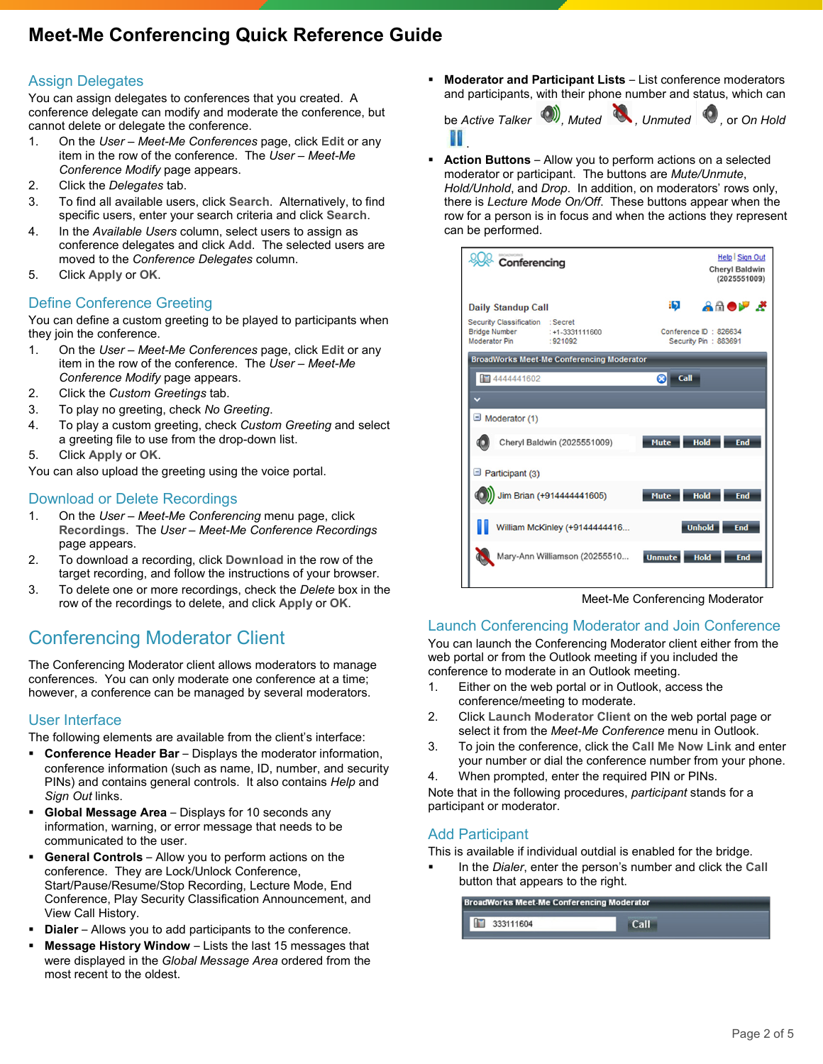# Meet-Me Conferencing Quick Reference Guide

## Assign Delegates

You can assign delegates to conferences that you created. A conference delegate can modify and moderate the conference, but cannot delete or delegate the conference.

1. On the *User – Meet-Me Conferences* page, click **Edit** or any item in the row of the conference. The *User – Meet-Me Conference Modify* page appears.
2. Click the *Delegates* tab.
3. To find all available users, click **Search**. Alternatively, to find specific users, enter your search criteria and click **Search**.
4. In the *Available Users* column, select users to assign as conference delegates and click **Add**. The selected users are moved to the *Conference Delegates* column.
5. Click **Apply** or **OK**.

## Define Conference Greeting

You can define a custom greeting to be played to participants when they join the conference.

1. On the *User – Meet-Me Conferences* page, click **Edit** or any item in the row of the conference. The *User – Meet-Me Conference Modify* page appears.
2. Click the *Custom Greetings* tab.
3. To play no greeting, check *No Greeting*.
4. To play a custom greeting, check *Custom Greeting* and select a greeting file to use from the drop-down list.
5. Click **Apply** or **OK**.

You can also upload the greeting using the voice portal.

## Download or Delete Recordings

1. On the *User – Meet-Me Conferencing* menu page, click **Recordings**. The *User – Meet-Me Conference Recordings* page appears.
2. To download a recording, click **Download** in the row of the target recording, and follow the instructions of your browser.
3. To delete one or more recordings, check the *Delete* box in the row of the recordings to delete, and click **Apply** or **OK**.

# Conferencing Moderator Client

The Conferencing Moderator client allows moderators to manage conferences. You can only moderate one conference at a time; however, a conference can be managed by several moderators.

## User Interface

The following elements are available from the client's interface:

- **Conference Header Bar** – Displays the moderator information, conference information (such as name, ID, number, and security PINs) and contains general controls. It also contains *Help* and *Sign Out* links.
- **Global Message Area** – Displays for 10 seconds any information, warning, or error message that needs to be communicated to the user.
- **General Controls** – Allow you to perform actions on the conference. They are Lock/Unlock Conference, Start/Pause/Resume/Stop Recording, Lecture Mode, End Conference, Play Security Classification Announcement, and View Call History.
- **Dialer** – Allows you to add participants to the conference.
- **Message History Window** – Lists the last 15 messages that were displayed in the *Global Message Area* ordered from the most recent to the oldest.
- **Moderator and Participant Lists** – List conference moderators and participants, with their phone number and status, which can be *Active Talker*, *Muted*, *Unmuted*, or *On Hold*.
- **Action Buttons** – Allow you to perform actions on a selected moderator or participant. The buttons are *Mute/Unmute*, *Hold/Unhold*, and *Drop*. In addition, on moderators' rows only, there is *Lecture Mode On/Off*. These buttons appear when the row for a person is in focus and when the actions they represent can be performed.

Conferencing | Help | Sign Out
Cheryl Baldwin (2025551009)
Daily Standup Call
Security Classification : Secret
Bridge Number : +1-3331111600
Moderator Pin : 921092
Conference ID : 826634
Security Pin : 883691
BroadWorks Meet-Me Conferencing Moderator
4444441602 Call
Moderator (1)
Cheryl Baldwin (2025551009) Mute Hold End
Participant (3)
Jim Brian (+914444441605) Mute Hold End
William McKinley (+9144444416... Unhold End
Mary-Ann Williamson (20255510... Unmute Hold End

Meet-Me Conferencing Moderator

## Launch Conferencing Moderator and Join Conference

You can launch the Conferencing Moderator client either from the web portal or from the Outlook meeting if you included the conference to moderate in an Outlook meeting.

1. Either on the web portal or in Outlook, access the conference/meeting to moderate.
2. Click **Launch Moderator Client** on the web portal page or select it from the *Meet-Me Conference* menu in Outlook.
3. To join the conference, click the **Call Me Now Link** and enter your number or dial the conference number from your phone.
4. When prompted, enter the required PIN or PINs.

Note that in the following procedures, *participant* stands for a participant or moderator.

## Add Participant

This is available if individual outdial is enabled for the bridge.

- In the *Dialer*, enter the person's number and click the **Call** button that appears to the right.

BroadWorks Meet-Me Conferencing Moderator
333111604 Call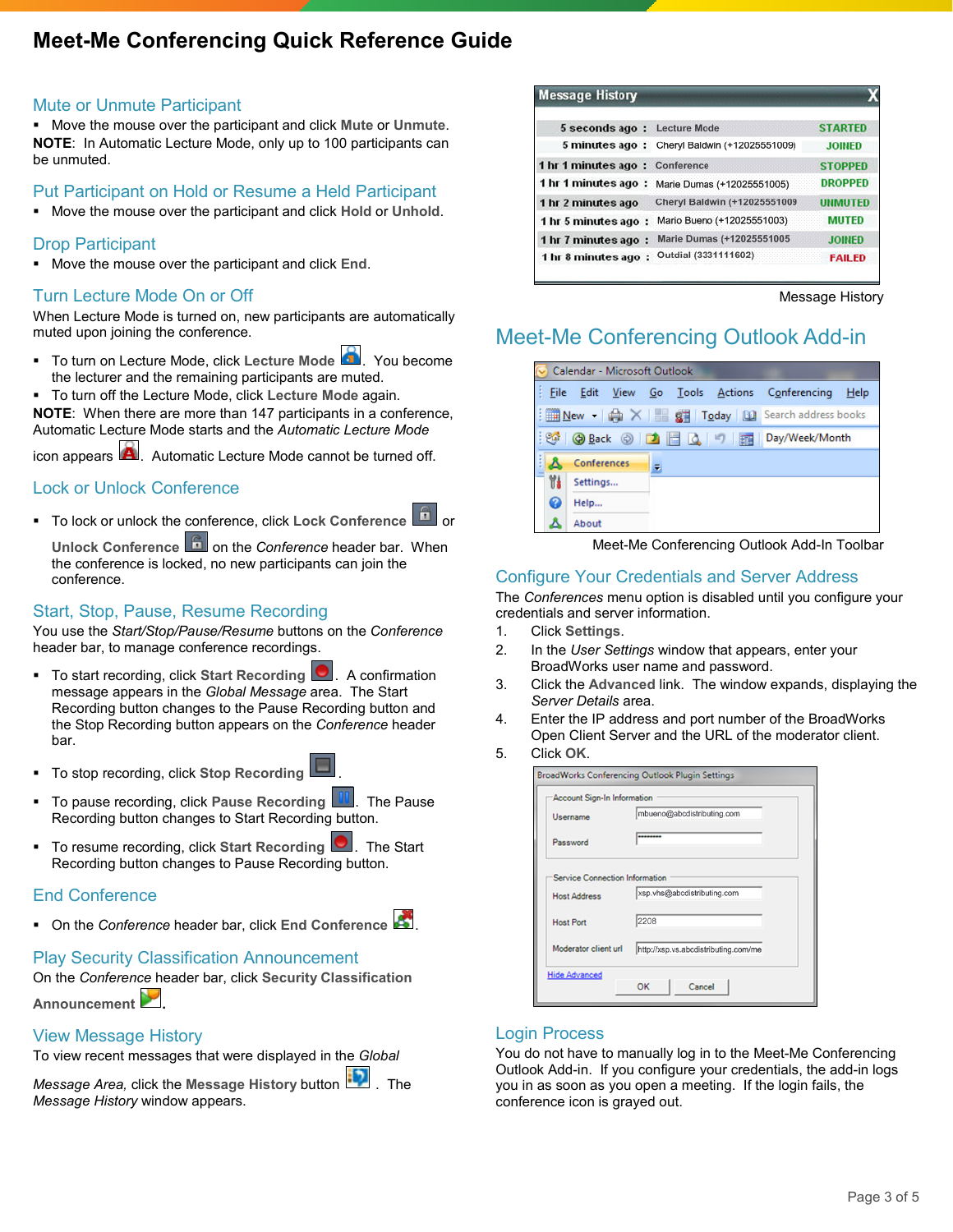# Meet-Me Conferencing Quick Reference Guide

## Mute or Unmute Participant

- Move the mouse over the participant and click **Mute** or **Unmute**.

**NOTE**: In Automatic Lecture Mode, only up to 100 participants can be unmuted.

## Put Participant on Hold or Resume a Held Participant

- Move the mouse over the participant and click **Hold** or **Unhold**.

## Drop Participant

- Move the mouse over the participant and click **End**.

## Turn Lecture Mode On or Off

When Lecture Mode is turned on, new participants are automatically muted upon joining the conference.

- To turn on Lecture Mode, click **Lecture Mode**. You become the lecturer and the remaining participants are muted.
- To turn off the Lecture Mode, click **Lecture Mode** again.

**NOTE**: When there are more than 147 participants in a conference, Automatic Lecture Mode starts and the *Automatic Lecture Mode* icon appears. Automatic Lecture Mode cannot be turned off.

## Lock or Unlock Conference

- To lock or unlock the conference, click **Lock Conference** or **Unlock Conference** on the *Conference* header bar. When the conference is locked, no new participants can join the conference.

## Start, Stop, Pause, Resume Recording

You use the *Start/Stop/Pause/Resume* buttons on the *Conference* header bar, to manage conference recordings.

- To start recording, click **Start Recording**. A confirmation message appears in the *Global Message* area. The Start Recording button changes to the Pause Recording button and the Stop Recording button appears on the *Conference* header bar.
- To stop recording, click **Stop Recording**.
- To pause recording, click **Pause Recording**. The Pause Recording button changes to Start Recording button.
- To resume recording, click **Start Recording**. The Start Recording button changes to Pause Recording button.

## End Conference

- On the *Conference* header bar, click **End Conference**.

## Play Security Classification Announcement

On the *Conference* header bar, click **Security Classification Announcement**.

## View Message History

To view recent messages that were displayed in the *Global Message Area,* click the **Message History** button. The *Message History* window appears.

| Message History | | |
|---|---|---|
| 5 seconds ago : | Lecture Mode | STARTED |
| 5 minutes ago : | Cheryl Baldwin (+12025551009) | JOINED |
| 1 hr 1 minutes ago : | Conference | STOPPED |
| 1 hr 1 minutes ago : | Marie Dumas (+12025551005) | DROPPED |
| 1 hr 2 minutes ago | Cheryl Baldwin (+12025551009 | UNMUTED |
| 1 hr 5 minutes ago : | Mario Bueno (+12025551003) | MUTED |
| 1 hr 7 minutes ago : | Marie Dumas (+12025551005 | JOINED |
| 1 hr 8 minutes ago : | Outdial (3331111602) | FAILED |

Message History

## Meet-Me Conferencing Outlook Add-in

Calendar - Microsoft Outlook

File Edit View Go Tools Actions Conferencing Help

New Today Search address books

Back Day/Week/Month

Conferences

Settings...

Help...

About

Meet-Me Conferencing Outlook Add-In Toolbar

## Configure Your Credentials and Server Address

The *Conferences* menu option is disabled until you configure your credentials and server information.

1. Click **Settings**.
2. In the *User Settings* window that appears, enter your BroadWorks user name and password.
3. Click the **Advanced** link. The window expands, displaying the *Server Details* area.
4. Enter the IP address and port number of the BroadWorks Open Client Server and the URL of the moderator client.
5. Click **OK**.

BroadWorks Conferencing Outlook Plugin Settings

Account Sign-In Information

Username: mbueno@abcdistributing.com

Password: ••••••••

Service Connection Information

Host Address: xsp.vhs@abcdistributing.com

Host Port: 2208

Moderator client url: http://xsp.vs.abcdistributing.com/me

Hide Advanced

OK Cancel

## Login Process

You do not have to manually log in to the Meet-Me Conferencing Outlook Add-in. If you configure your credentials, the add-in logs you in as soon as you open a meeting. If the login fails, the conference icon is grayed out.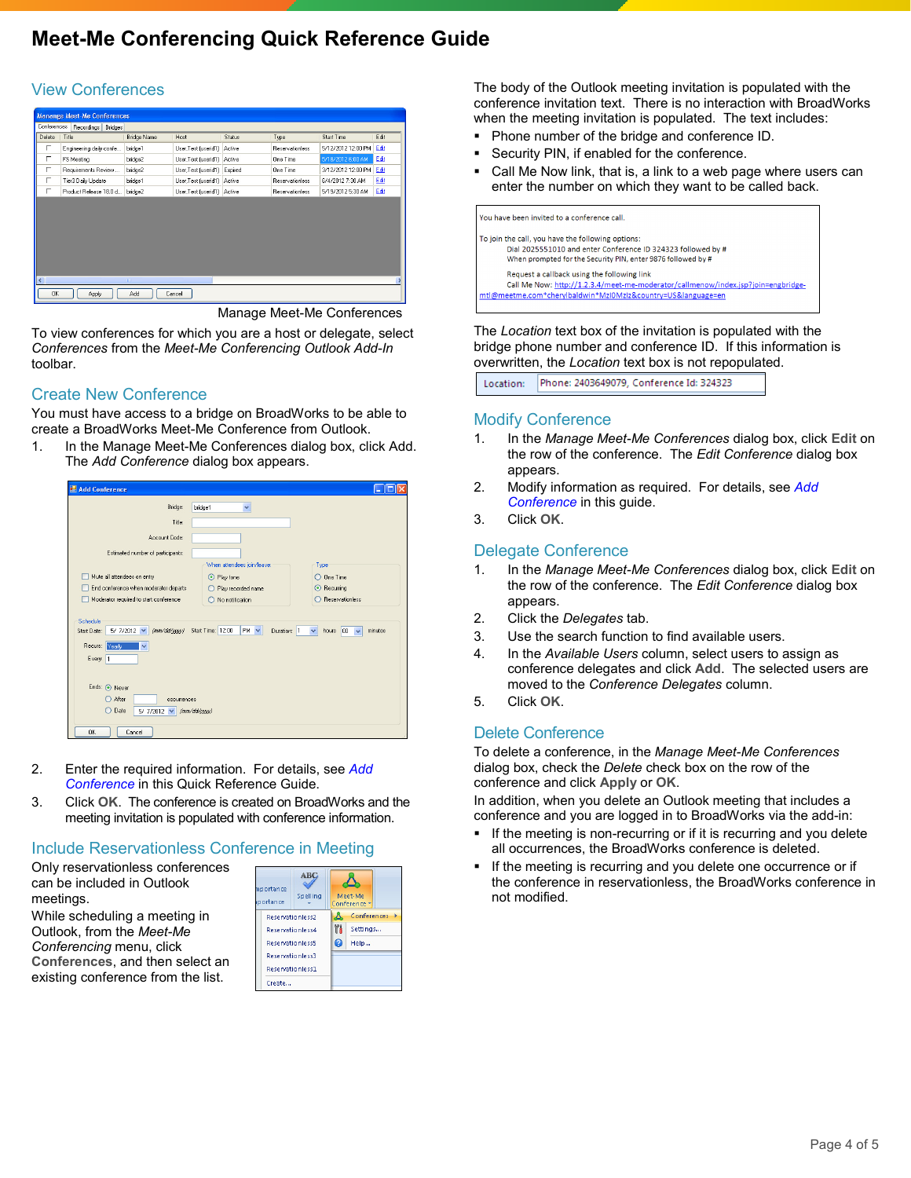# Meet-Me Conferencing Quick Reference Guide

## View Conferences

Manage Meet-Me Conferences

To view conferences for which you are a host or delegate, select *Conferences* from the *Meet-Me Conferencing Outlook Add-In* toolbar.

## Create New Conference

You must have access to a bridge on BroadWorks to be able to create a BroadWorks Meet-Me Conference from Outlook.

1. In the Manage Meet-Me Conferences dialog box, click Add. The *Add Conference* dialog box appears.
2. Enter the required information. For details, see *Add Conference* in this Quick Reference Guide.
3. Click **OK**. The conference is created on BroadWorks and the meeting invitation is populated with conference information.

## Include Reservationless Conference in Meeting

Only reservationless conferences can be included in Outlook meetings.

While scheduling a meeting in Outlook, from the *Meet-Me Conferencing* menu, click **Conferences**, and then select an existing conference from the list.

The body of the Outlook meeting invitation is populated with the conference invitation text. There is no interaction with BroadWorks when the meeting invitation is populated. The text includes:

- Phone number of the bridge and conference ID.
- Security PIN, if enabled for the conference.
- Call Me Now link, that is, a link to a web page where users can enter the number on which they want to be called back.

The *Location* text box of the invitation is populated with the bridge phone number and conference ID. If this information is overwritten, the *Location* text box is not repopulated.

## Modify Conference

1. In the *Manage Meet-Me Conferences* dialog box, click **Edit** on the row of the conference. The *Edit Conference* dialog box appears.
2. Modify information as required. For details, see *Add Conference* in this guide.
3. Click **OK**.

## Delegate Conference

1. In the *Manage Meet-Me Conferences* dialog box, click **Edit** on the row of the conference. The *Edit Conference* dialog box appears.
2. Click the *Delegates* tab.
3. Use the search function to find available users.
4. In the *Available Users* column, select users to assign as conference delegates and click **Add**. The selected users are moved to the *Conference Delegates* column.
5. Click **OK**.

## Delete Conference

To delete a conference, in the *Manage Meet-Me Conferences* dialog box, check the *Delete* check box on the row of the conference and click **Apply** or **OK**.

In addition, when you delete an Outlook meeting that includes a conference and you are logged in to BroadWorks via the add-in:

- If the meeting is non-recurring or if it is recurring and you delete all occurrences, the BroadWorks conference is deleted.
- If the meeting is recurring and you delete one occurrence or if the conference in reservationless, the BroadWorks conference in not modified.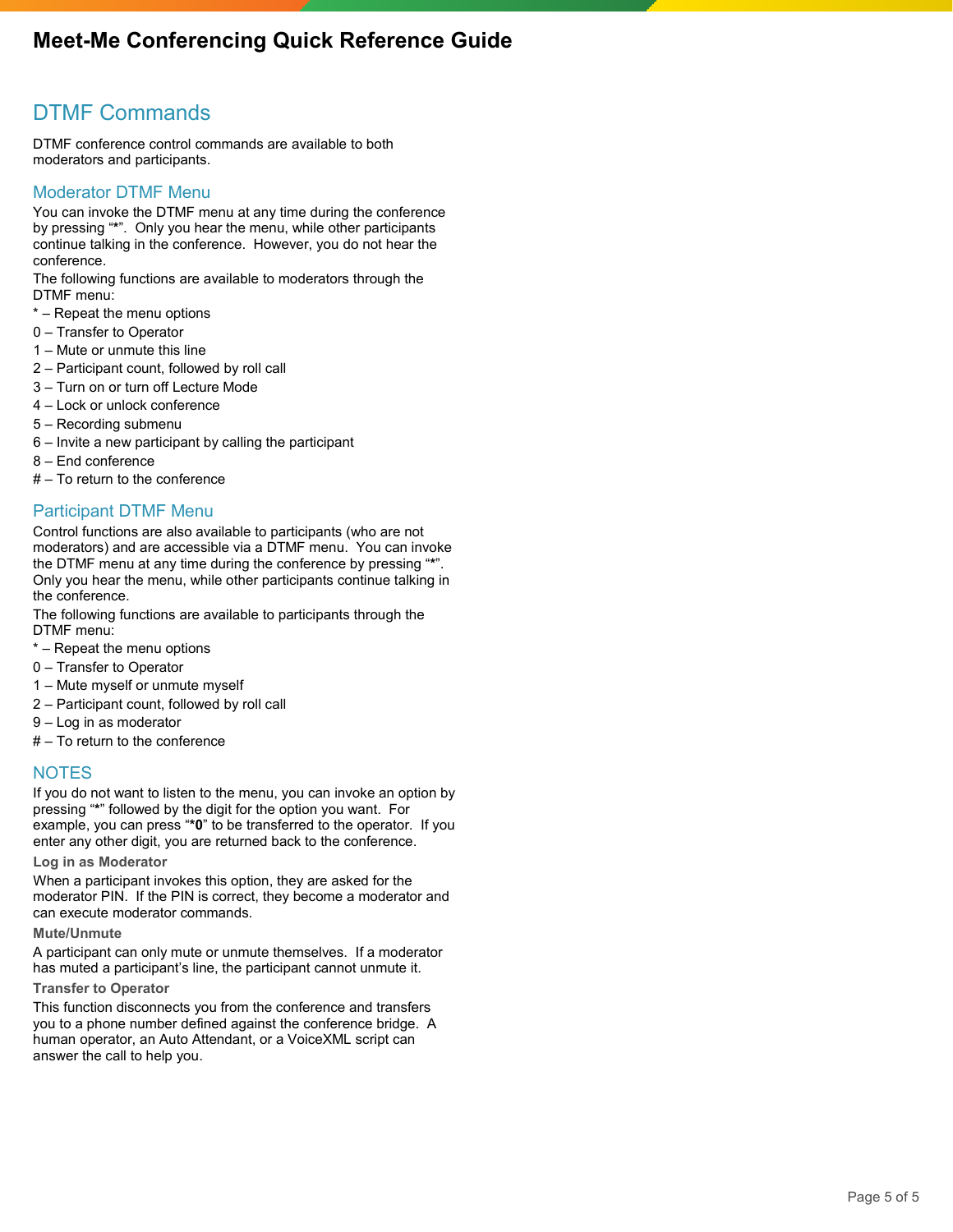# Meet-Me Conferencing Quick Reference Guide

## DTMF Commands

DTMF conference control commands are available to both moderators and participants.

### Moderator DTMF Menu

You can invoke the DTMF menu at any time during the conference by pressing "*". Only you hear the menu, while other participants continue talking in the conference. However, you do not hear the conference.

The following functions are available to moderators through the DTMF menu:

* – Repeat the menu options
0 – Transfer to Operator
1 – Mute or unmute this line
2 – Participant count, followed by roll call
3 – Turn on or turn off Lecture Mode
4 – Lock or unlock conference
5 – Recording submenu
6 – Invite a new participant by calling the participant
8 – End conference
# – To return to the conference

### Participant DTMF Menu

Control functions are also available to participants (who are not moderators) and are accessible via a DTMF menu. You can invoke the DTMF menu at any time during the conference by pressing "*". Only you hear the menu, while other participants continue talking in the conference.

The following functions are available to participants through the DTMF menu:

* – Repeat the menu options
0 – Transfer to Operator
1 – Mute myself or unmute myself
2 – Participant count, followed by roll call
9 – Log in as moderator
# – To return to the conference

### NOTES

If you do not want to listen to the menu, you can invoke an option by pressing "**\***" followed by the digit for the option you want. For example, you can press "**\*0**" to be transferred to the operator. If you enter any other digit, you are returned back to the conference.

#### Log in as Moderator

When a participant invokes this option, they are asked for the moderator PIN. If the PIN is correct, they become a moderator and can execute moderator commands.

#### Mute/Unmute

A participant can only mute or unmute themselves. If a moderator has muted a participant's line, the participant cannot unmute it.

#### Transfer to Operator

This function disconnects you from the conference and transfers you to a phone number defined against the conference bridge. A human operator, an Auto Attendant, or a VoiceXML script can answer the call to help you.